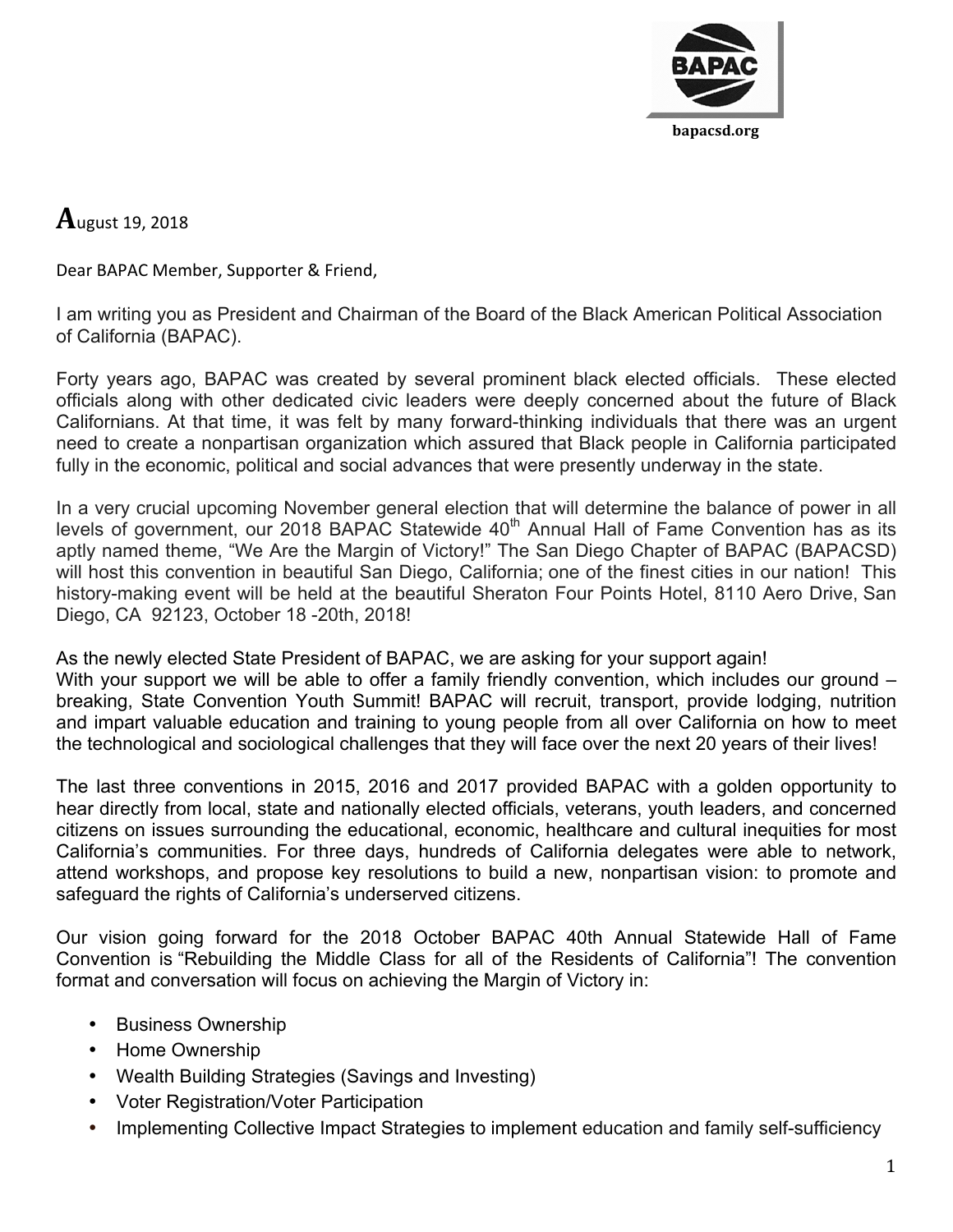BAPAC

bapacsd.org

**A**ugust 19, 2018

Dear BAPAC Member, Supporter & Friend,

I am writing you as President and Chairman of the Board of the Black American Political Association of California (BAPAC).

Forty years ago, BAPAC was created by several prominent black elected officials. These elected officials along with other dedicated civic leaders were deeply concerned about the future of Black Californians. At that time, it was felt by many forward-thinking individuals that there was an urgent need to create a nonpartisan organization which assured that Black people in California participated fully in the economic, political and social advances that were presently underway in the state.

In a very crucial upcoming November general election that will determine the balance of power in all levels of government, our 2018 BAPAC Statewide 40th Annual Hall of Fame Convention has as its aptly named theme, "We Are the Margin of Victory!" The San Diego Chapter of BAPAC (BAPACSD) will host this convention in beautiful San Diego, California; one of the finest cities in our nation! This history-making event will be held at the beautiful Sheraton Four Points Hotel, 8110 Aero Drive, San Diego, CA 92123, October 18 -20th, 2018!

As the newly elected State President of BAPAC, we are asking for your support again!
With your support we will be able to offer a family friendly convention, which includes our ground – breaking, State Convention Youth Summit! BAPAC will recruit, transport, provide lodging, nutrition and impart valuable education and training to young people from all over California on how to meet the technological and sociological challenges that they will face over the next 20 years of their lives!

The last three conventions in 2015, 2016 and 2017 provided BAPAC with a golden opportunity to hear directly from local, state and nationally elected officials, veterans, youth leaders, and concerned citizens on issues surrounding the educational, economic, healthcare and cultural inequities for most California's communities. For three days, hundreds of California delegates were able to network, attend workshops, and propose key resolutions to build a new, nonpartisan vision: to promote and safeguard the rights of California's underserved citizens.

Our vision going forward for the 2018 October BAPAC 40th Annual Statewide Hall of Fame Convention is "Rebuilding the Middle Class for all of the Residents of California"! The convention format and conversation will focus on achieving the Margin of Victory in:

- Business Ownership
- Home Ownership
- Wealth Building Strategies (Savings and Investing)
- Voter Registration/Voter Participation
- Implementing Collective Impact Strategies to implement education and family self-sufficiency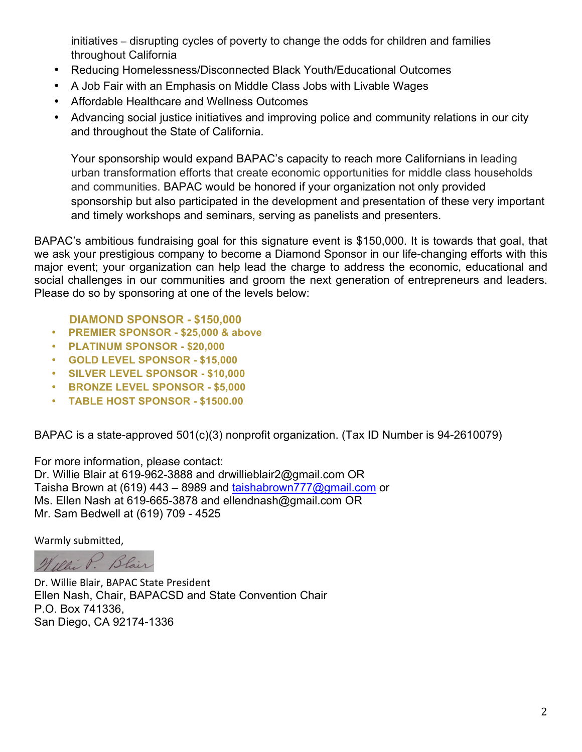initiatives – disrupting cycles of poverty to change the odds for children and families throughout California

- Reducing Homelessness/Disconnected Black Youth/Educational Outcomes
- A Job Fair with an Emphasis on Middle Class Jobs with Livable Wages
- Affordable Healthcare and Wellness Outcomes
- Advancing social justice initiatives and improving police and community relations in our city and throughout the State of California.

Your sponsorship would expand BAPAC's capacity to reach more Californians in leading urban transformation efforts that create economic opportunities for middle class households and communities. BAPAC would be honored if your organization not only provided sponsorship but also participated in the development and presentation of these very important and timely workshops and seminars, serving as panelists and presenters.

BAPAC's ambitious fundraising goal for this signature event is $150,000. It is towards that goal, that we ask your prestigious company to become a Diamond Sponsor in our life-changing efforts with this major event; your organization can help lead the charge to address the economic, educational and social challenges in our communities and groom the next generation of entrepreneurs and leaders. Please do so by sponsoring at one of the levels below:

**DIAMOND SPONSOR - $150,000**

- **PREMIER SPONSOR - $25,000 & above**
- **PLATINUM SPONSOR - $20,000**
- **GOLD LEVEL SPONSOR - $15,000**
- **SILVER LEVEL SPONSOR - $10,000**
- **BRONZE LEVEL SPONSOR - $5,000**
- **TABLE HOST SPONSOR - $1500.00**

BAPAC is a state-approved 501(c)(3) nonprofit organization. (Tax ID Number is 94-2610079)

For more information, please contact:
Dr. Willie Blair at 619-962-3888 and drwillieblair2@gmail.com OR
Taisha Brown at (619) 443 – 8989 and taishabrown777@gmail.com or
Ms. Ellen Nash at 619-665-3878 and ellendnash@gmail.com OR
Mr. Sam Bedwell at (619) 709 - 4525

Warmly submitted,

Willie P. Blair

Dr. Willie Blair, BAPAC State President
Ellen Nash, Chair, BAPACSD and State Convention Chair
P.O. Box 741336,
San Diego, CA 92174-1336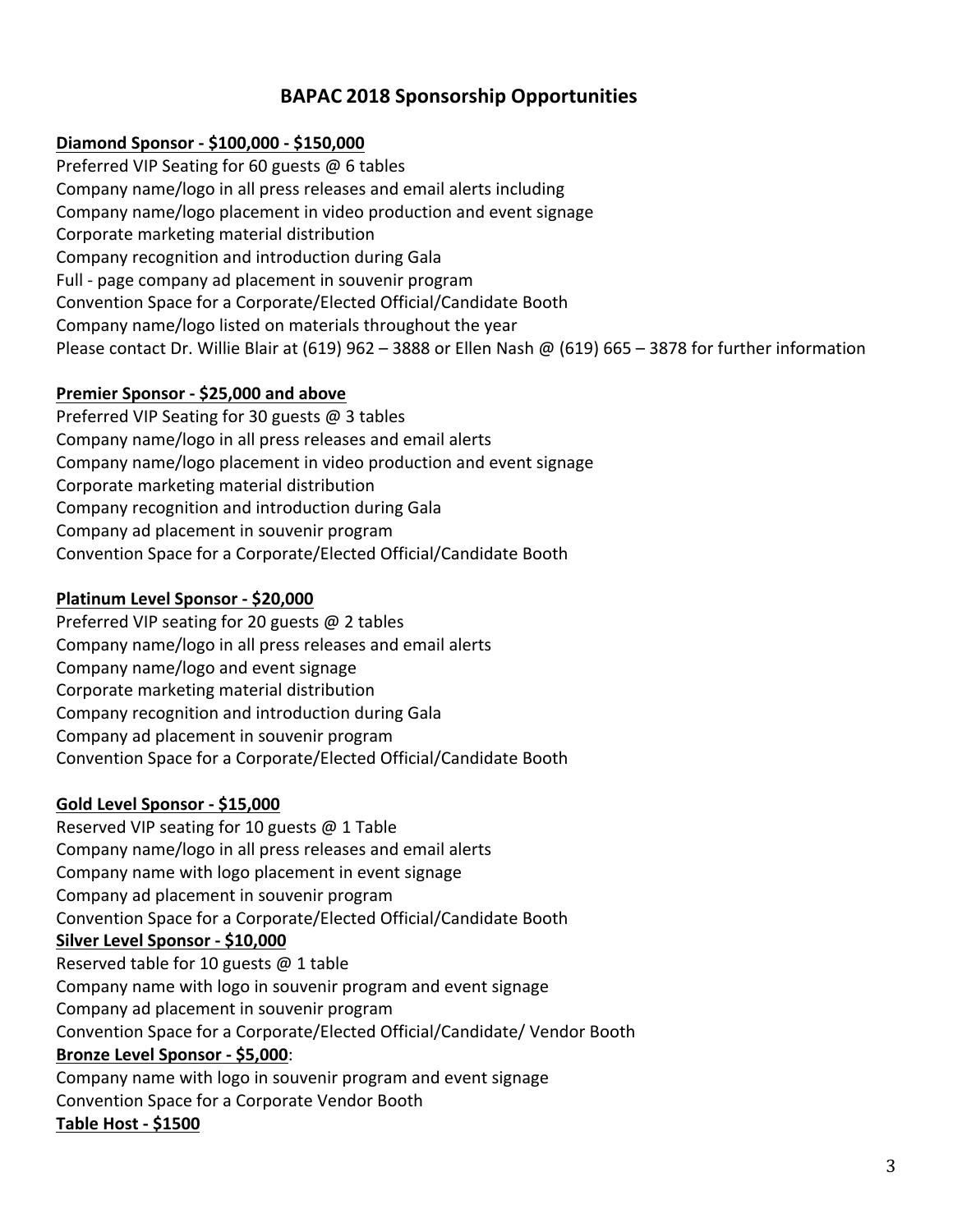## BAPAC 2018 Sponsorship Opportunities

**Diamond Sponsor - $100,000 - $150,000**

Preferred VIP Seating for 60 guests @ 6 tables
Company name/logo in all press releases and email alerts including
Company name/logo placement in video production and event signage
Corporate marketing material distribution
Company recognition and introduction during Gala
Full - page company ad placement in souvenir program
Convention Space for a Corporate/Elected Official/Candidate Booth
Company name/logo listed on materials throughout the year
Please contact Dr. Willie Blair at (619) 962 – 3888 or Ellen Nash @ (619) 665 – 3878 for further information

**Premier Sponsor - $25,000 and above**

Preferred VIP Seating for 30 guests @ 3 tables
Company name/logo in all press releases and email alerts
Company name/logo placement in video production and event signage
Corporate marketing material distribution
Company recognition and introduction during Gala
Company ad placement in souvenir program
Convention Space for a Corporate/Elected Official/Candidate Booth

**Platinum Level Sponsor - $20,000**

Preferred VIP seating for 20 guests @ 2 tables
Company name/logo in all press releases and email alerts
Company name/logo and event signage
Corporate marketing material distribution
Company recognition and introduction during Gala
Company ad placement in souvenir program
Convention Space for a Corporate/Elected Official/Candidate Booth

**Gold Level Sponsor - $15,000**

Reserved VIP seating for 10 guests @ 1 Table
Company name/logo in all press releases and email alerts
Company name with logo placement in event signage
Company ad placement in souvenir program
Convention Space for a Corporate/Elected Official/Candidate Booth

**Silver Level Sponsor - $10,000**

Reserved table for 10 guests @ 1 table
Company name with logo in souvenir program and event signage
Company ad placement in souvenir program
Convention Space for a Corporate/Elected Official/Candidate/ Vendor Booth

**Bronze Level Sponsor - $5,000**:

Company name with logo in souvenir program and event signage
Convention Space for a Corporate Vendor Booth

**Table Host - $1500**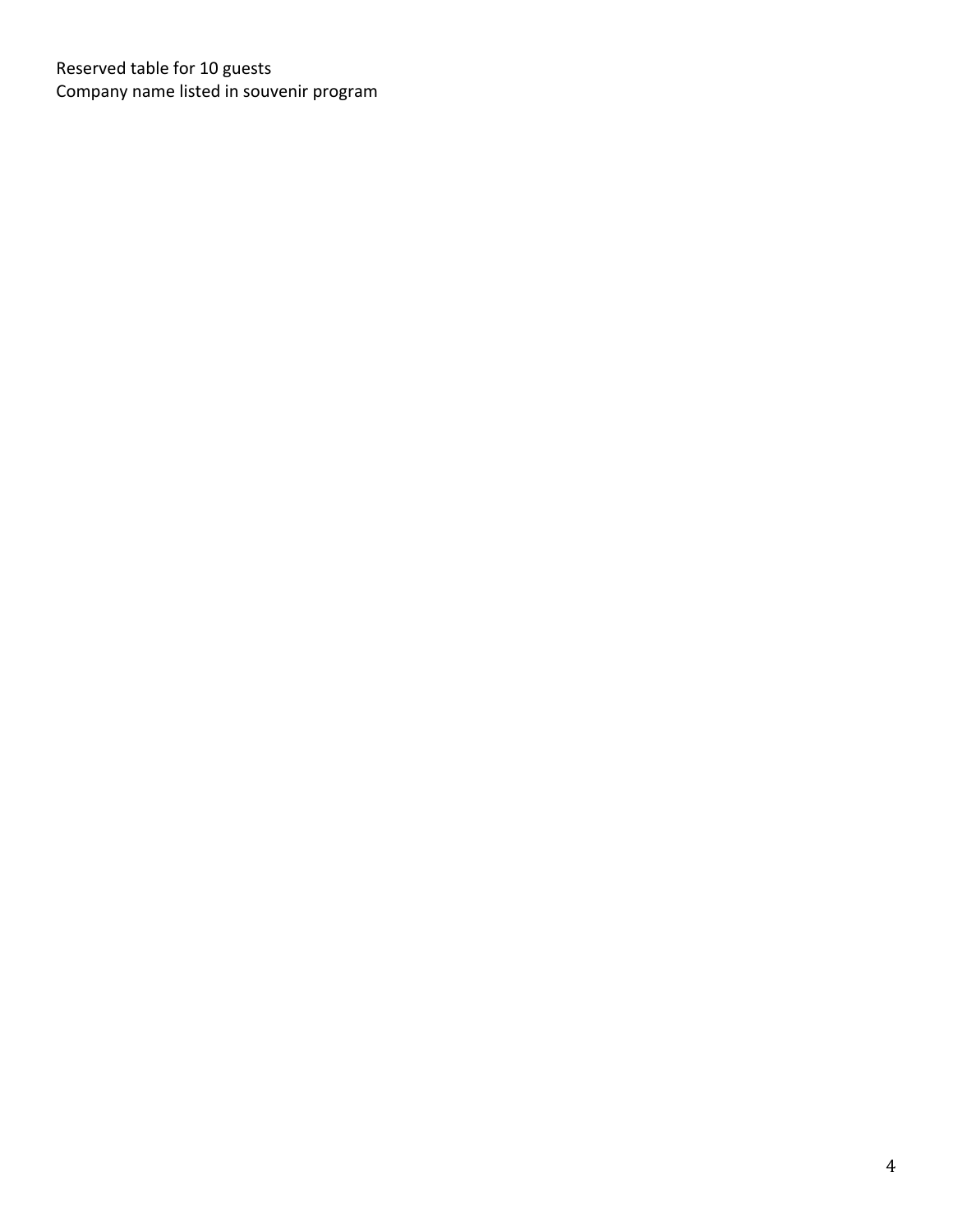Reserved table for 10 guests
Company name listed in souvenir program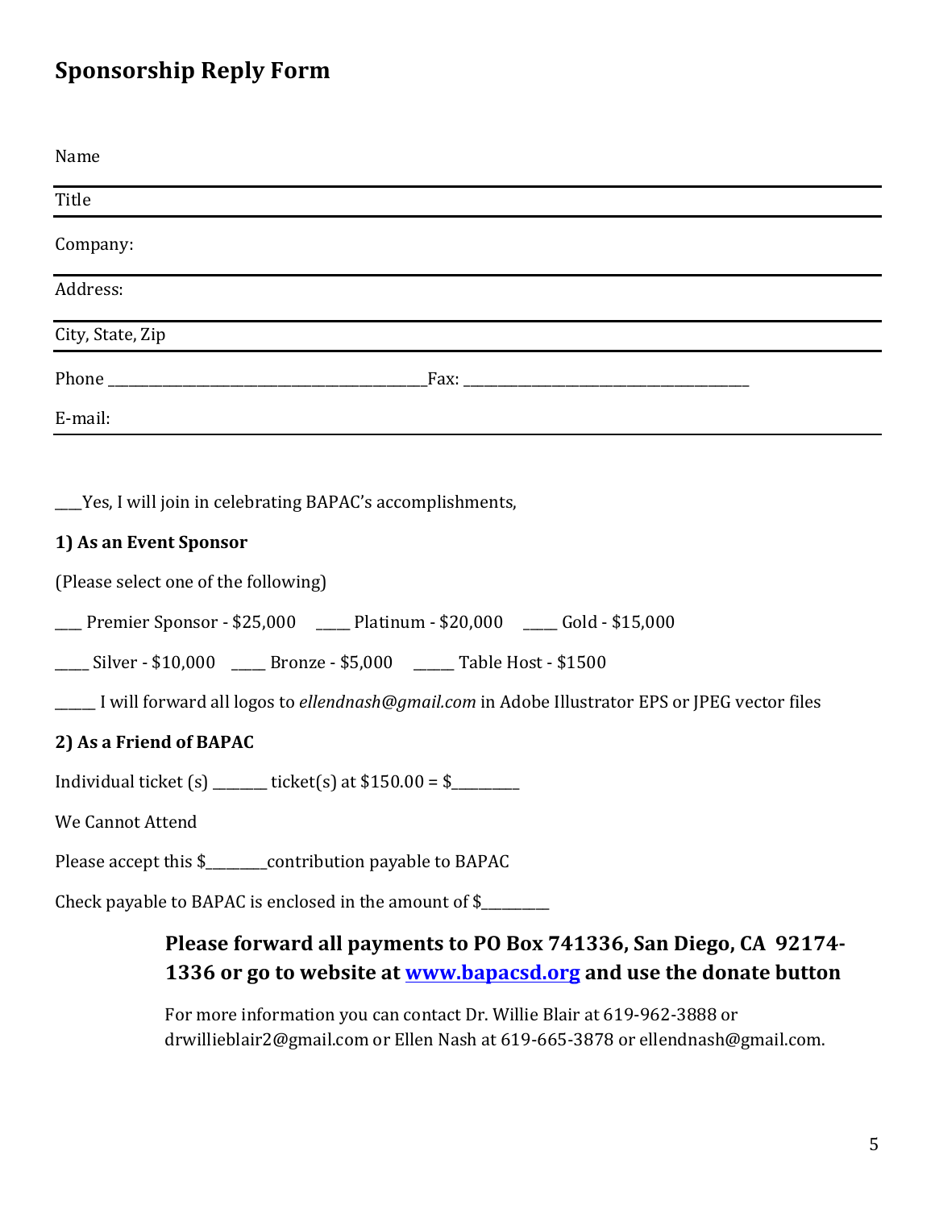# Sponsorship Reply Form

Name

---

Title

---

Company:

---

Address:

---

City, State, Zip

---

Phone ___________________________________________Fax: _______________________________________

E-mail:

---

___Yes, I will join in celebrating BAPAC's accomplishments,

**1) As an Event Sponsor**

(Please select one of the following)

___ Premier Sponsor - $25,000 ____ Platinum - $20,000 ____ Gold - $15,000

____ Silver - $10,000 ____ Bronze - $5,000 _____ Table Host - $1500

_____ I will forward all logos to *ellendnash@gmail.com* in Adobe Illustrator EPS or JPEG vector files

**2) As a Friend of BAPAC**

Individual ticket (s) _______ ticket(s) at $150.00 = $_________

We Cannot Attend

Please accept this $________contribution payable to BAPAC

Check payable to BAPAC is enclosed in the amount of $_________

**Please forward all payments to PO Box 741336, San Diego, CA 92174-1336 or go to website at [www.bapacsd.org](http://www.bapacsd.org) and use the donate button**

For more information you can contact Dr. Willie Blair at 619-962-3888 or drwillieblair2@gmail.com or Ellen Nash at 619-665-3878 or ellendnash@gmail.com.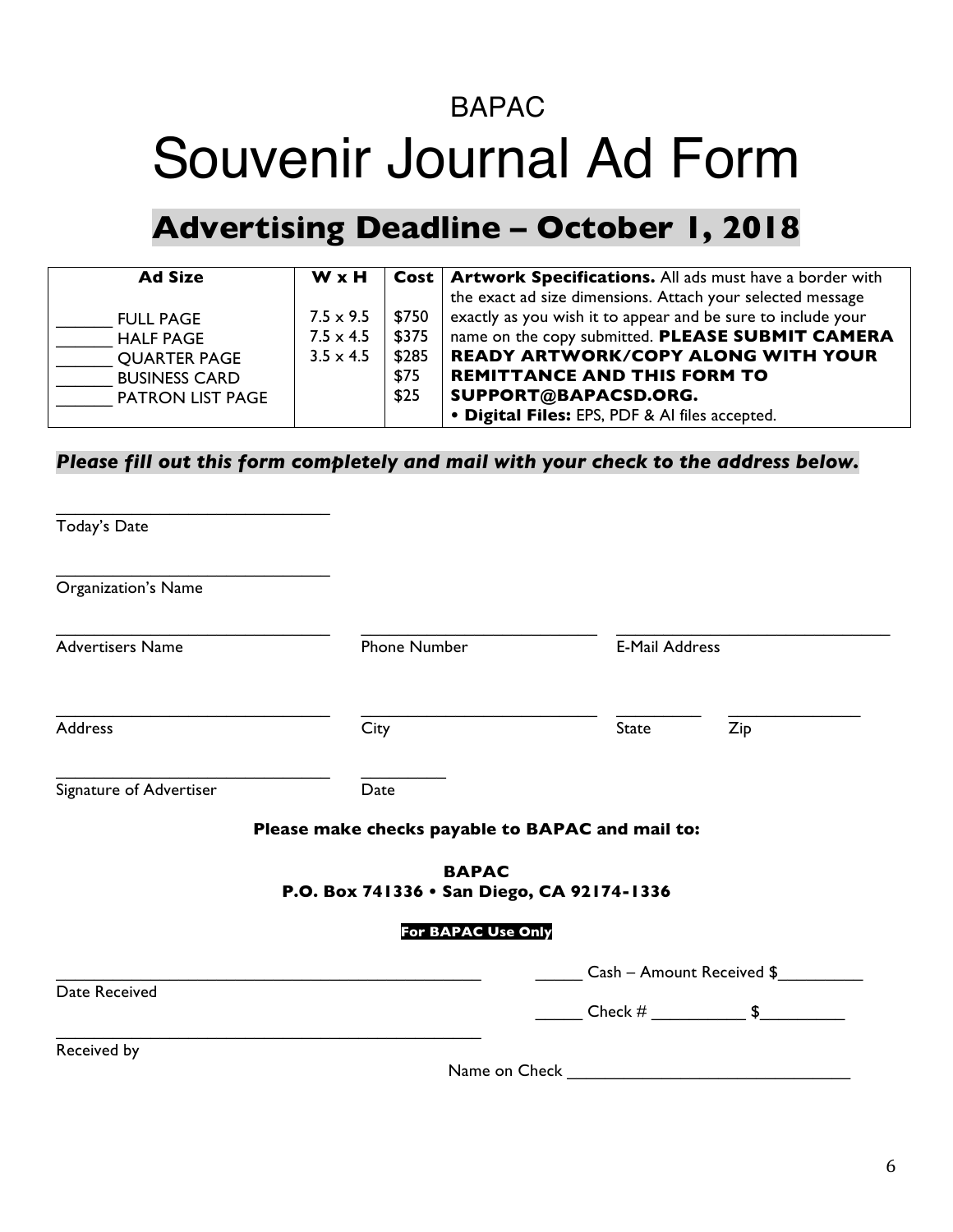BAPAC

# Souvenir Journal Ad Form

## Advertising Deadline – October 1, 2018

| Ad Size | W x H | Cost | Artwork Specifications. All ads must have a border with the exact ad size dimensions. Attach your selected message exactly as you wish it to appear and be sure to include your name on the copy submitted. **PLEASE SUBMIT CAMERA READY ARTWORK/COPY ALONG WITH YOUR REMITTANCE AND THIS FORM TO SUPPORT@BAPACSD.ORG.** |
|---|---|---|---|
| ______ FULL PAGE | 7.5 x 9.5 | $750 | |
| ______ HALF PAGE | 7.5 x 4.5 | $375 | |
| ______ QUARTER PAGE | 3.5 x 4.5 | $285 | |
| ______ BUSINESS CARD | | $75 | |
| ______ PATRON LIST PAGE | | $25 | • **Digital Files:** EPS, PDF & AI files accepted. |

***Please fill out this form completely and mail with your check to the address below.***

______________________________
Today's Date

______________________________
Organization's Name

______________________________ ______________________________ ______________________________
Advertisers Name Phone Number E-Mail Address

______________________________ ______________________________ __________ ______________
Address City State Zip

______________________________ __________
Signature of Advertiser Date

**Please make checks payable to BAPAC and mail to:**

**BAPAC**
**P.O. Box 741336 • San Diego, CA 92174-1336**

**For BAPAC Use Only**

______________________________________________
Date Received

_____ Cash – Amount Received $_________

_____ Check # __________ $_________

______________________________________________
Received by

Name on Check ______________________________